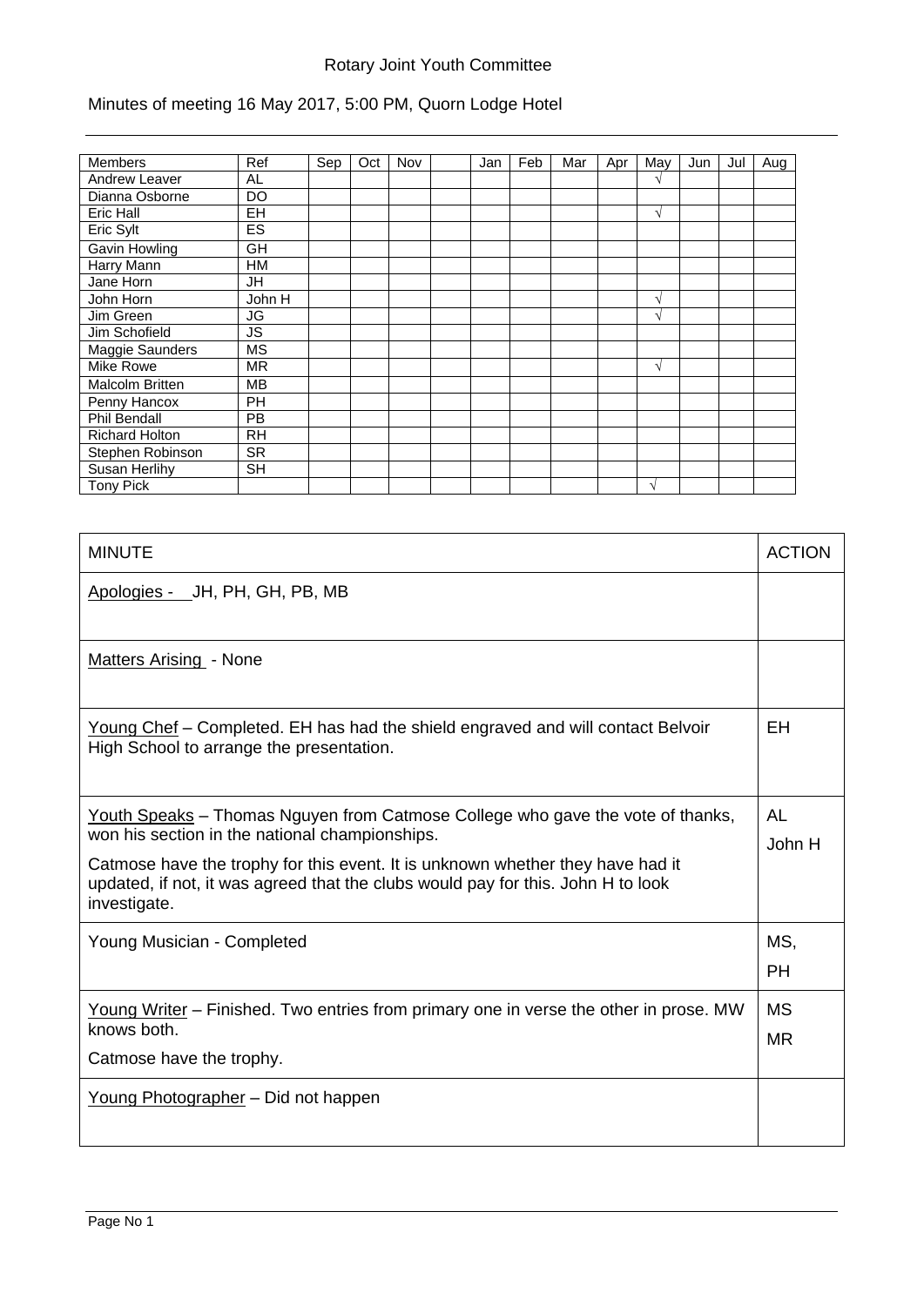Rotary Joint Youth Committee

Minutes of meeting 16 May 2017, 5:00 PM, Quorn Lodge Hotel

| Members | Ref | Sep | Oct | Nov | | Jan | Feb | Mar | Apr | May | Jun | Jul | Aug |
|---|---|---|---|---|---|---|---|---|---|---|---|---|---|
| Andrew Leaver | AL | | | | | | | | | √ | | | |
| Dianna Osborne | DO | | | | | | | | | | | | |
| Eric Hall | EH | | | | | | | | | √ | | | |
| Eric Sylt | ES | | | | | | | | | | | | |
| Gavin Howling | GH | | | | | | | | | | | | |
| Harry Mann | HM | | | | | | | | | | | | |
| Jane Horn | JH | | | | | | | | | | | | |
| John Horn | John H | | | | | | | | | √ | | | |
| Jim Green | JG | | | | | | | | | √ | | | |
| Jim Schofield | JS | | | | | | | | | | | | |
| Maggie Saunders | MS | | | | | | | | | | | | |
| Mike Rowe | MR | | | | | | | | | √ | | | |
| Malcolm Britten | MB | | | | | | | | | | | | |
| Penny Hancox | PH | | | | | | | | | | | | |
| Phil Bendall | PB | | | | | | | | | | | | |
| Richard Holton | RH | | | | | | | | | | | | |
| Stephen Robinson | SR | | | | | | | | | | | | |
| Susan Herlihy | SH | | | | | | | | | | | | |
| Tony Pick | | | | | | | | | | √ | | | |

| MINUTE | ACTION |
|---|---|
| Apologies - JH, PH, GH, PB, MB | |
| Matters Arising - None | |
| Young Chef – Completed. EH has had the shield engraved and will contact Belvoir High School to arrange the presentation. | EH |
| Youth Speaks – Thomas Nguyen from Catmose College who gave the vote of thanks, won his section in the national championships.<br><br>Catmose have the trophy for this event. It is unknown whether they have had it updated, if not, it was agreed that the clubs would pay for this. John H to look investigate. | AL<br>John H |
| Young Musician - Completed | MS,<br>PH |
| Young Writer – Finished. Two entries from primary one in verse the other in prose. MW knows both.<br><br>Catmose have the trophy. | MS<br>MR |
| Young Photographer – Did not happen | |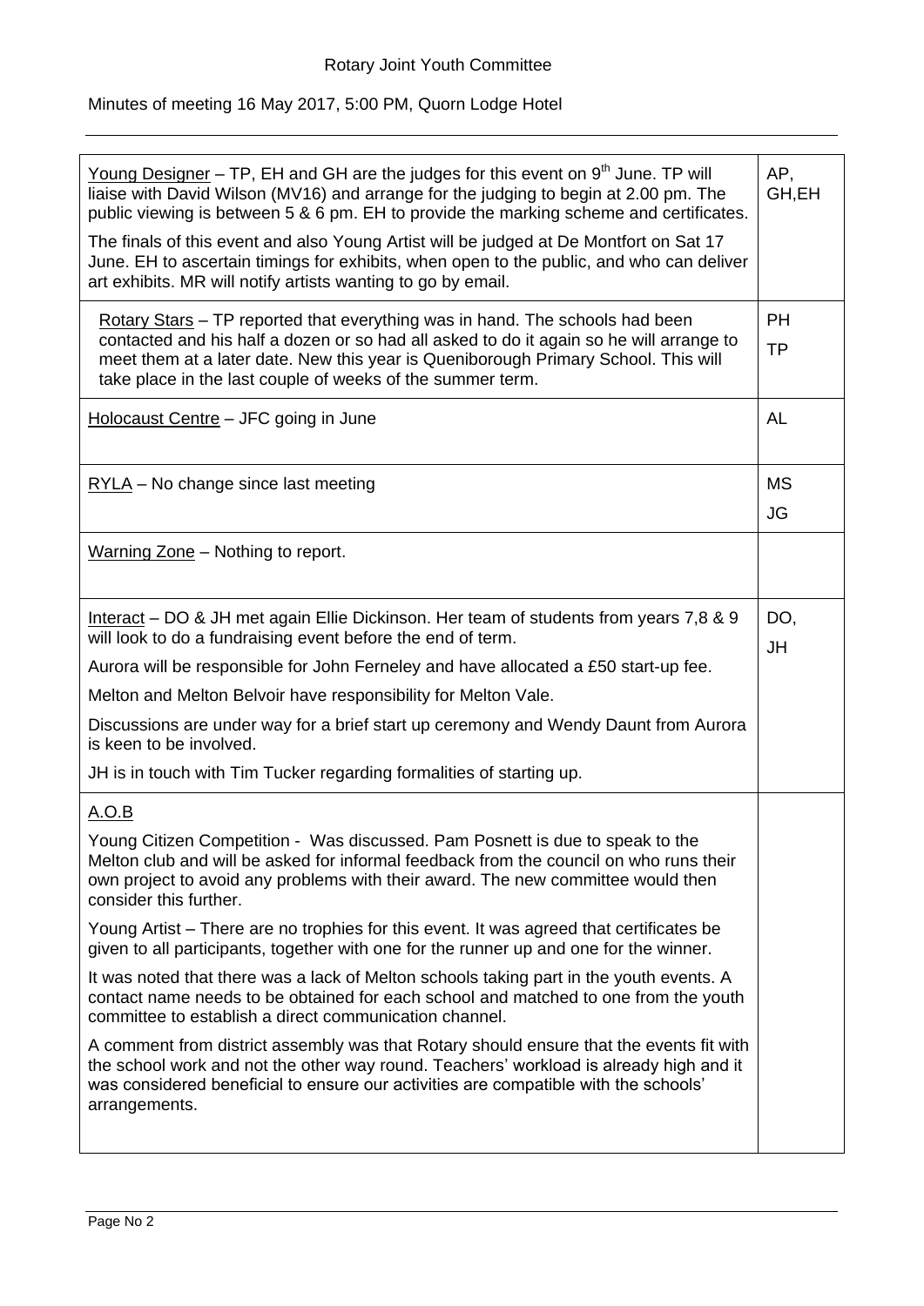Rotary Joint Youth Committee

Minutes of meeting 16 May 2017, 5:00 PM, Quorn Lodge Hotel

| | |
|---|---|
| Young Designer – TP, EH and GH are the judges for this event on 9th June. TP will liaise with David Wilson (MV16) and arrange for the judging to begin at 2.00 pm. The public viewing is between 5 & 6 pm. EH to provide the marking scheme and certificates.<br><br>The finals of this event and also Young Artist will be judged at De Montfort on Sat 17 June. EH to ascertain timings for exhibits, when open to the public, and who can deliver art exhibits. MR will notify artists wanting to go by email. | AP, GH,EH |
| Rotary Stars – TP reported that everything was in hand. The schools had been contacted and his half a dozen or so had all asked to do it again so he will arrange to meet them at a later date. New this year is Queniborough Primary School. This will take place in the last couple of weeks of the summer term. | PH<br>TP |
| Holocaust Centre – JFC going in June | AL |
| RYLA – No change since last meeting | MS<br>JG |
| Warning Zone – Nothing to report. | |
| Interact – DO & JH met again Ellie Dickinson. Her team of students from years 7,8 & 9 will look to do a fundraising event before the end of term.<br><br>Aurora will be responsible for John Ferneley and have allocated a £50 start-up fee.<br><br>Melton and Melton Belvoir have responsibility for Melton Vale.<br><br>Discussions are under way for a brief start up ceremony and Wendy Daunt from Aurora is keen to be involved.<br><br>JH is in touch with Tim Tucker regarding formalities of starting up. | DO,<br>JH |
| A.O.B<br><br>Young Citizen Competition - Was discussed. Pam Posnett is due to speak to the Melton club and will be asked for informal feedback from the council on who runs their own project to avoid any problems with their award. The new committee would then consider this further.<br><br>Young Artist – There are no trophies for this event. It was agreed that certificates be given to all participants, together with one for the runner up and one for the winner.<br><br>It was noted that there was a lack of Melton schools taking part in the youth events. A contact name needs to be obtained for each school and matched to one from the youth committee to establish a direct communication channel.<br><br>A comment from district assembly was that Rotary should ensure that the events fit with the school work and not the other way round. Teachers' workload is already high and it was considered beneficial to ensure our activities are compatible with the schools' arrangements. | |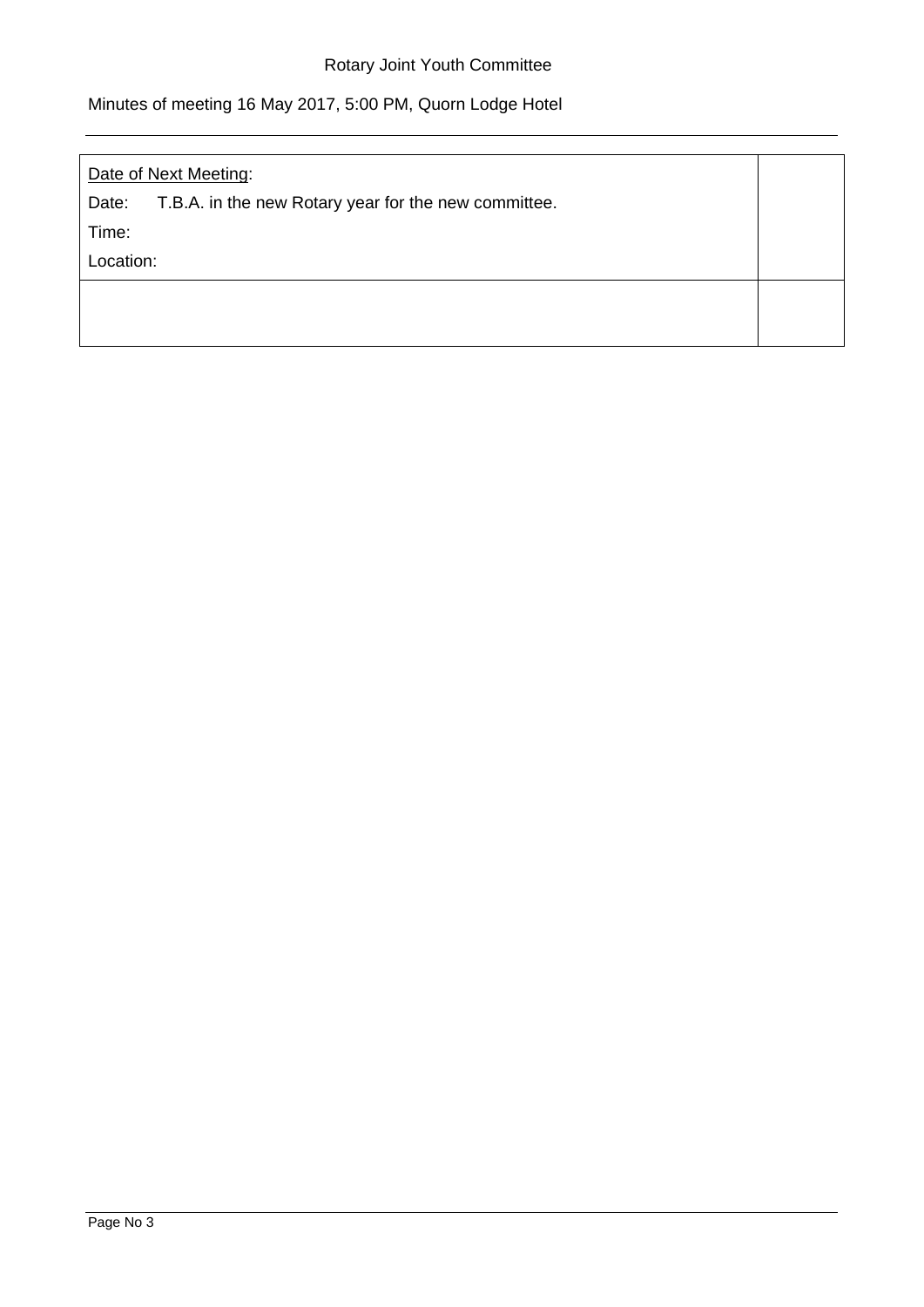Rotary Joint Youth Committee

Minutes of meeting 16 May 2017, 5:00 PM, Quorn Lodge Hotel

| | |
|---|---|
| Date of Next Meeting:<br>Date: T.B.A. in the new Rotary year for the new committee.<br>Time:<br>Location: | |
| | |